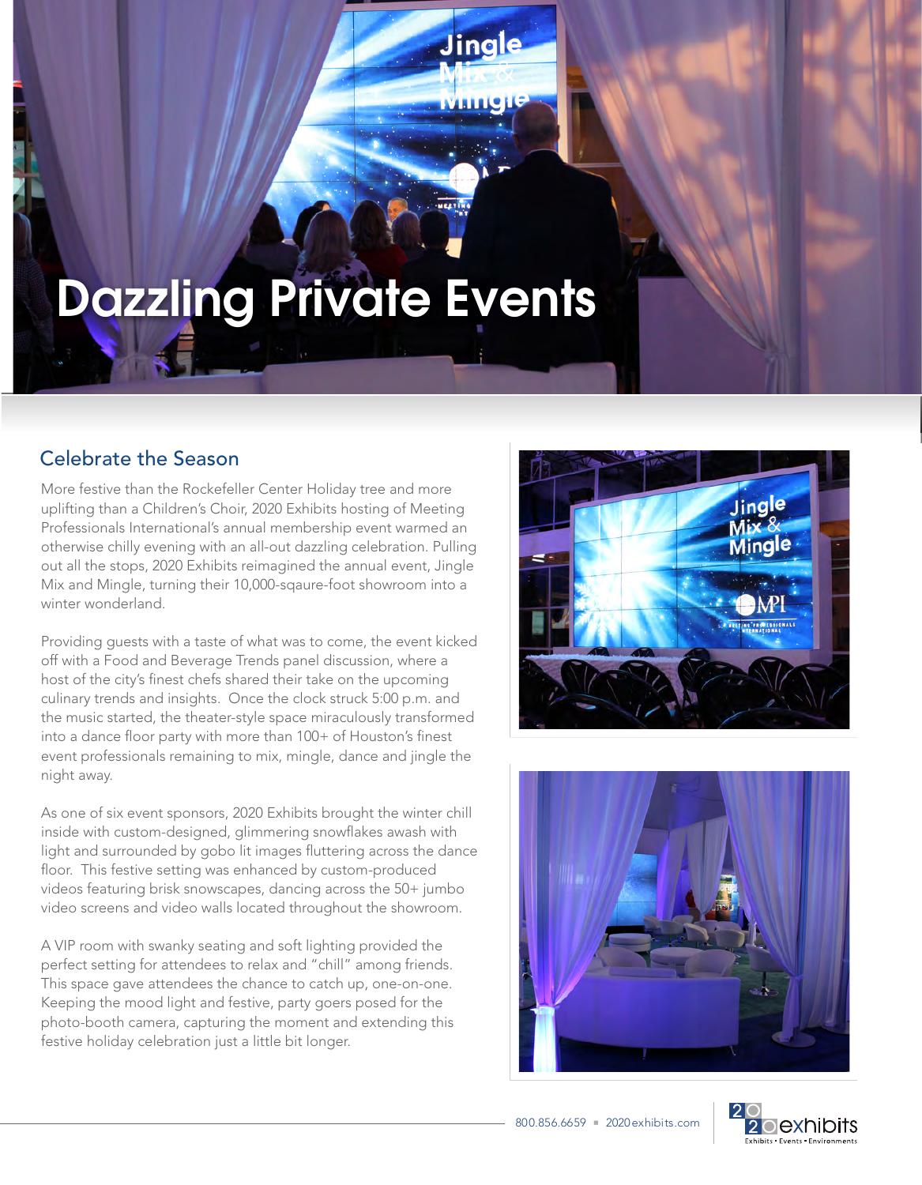# Dazzling Private Events

## Celebrate the Season

More festive than the Rockefeller Center Holiday tree and more uplifting than a Children's Choir, 2020 Exhibits hosting of Meeting Professionals International's annual membership event warmed an otherwise chilly evening with an all-out dazzling celebration. Pulling out all the stops, 2020 Exhibits reimagined the annual event, Jingle Mix and Mingle, turning their 10,000-sqaure-foot showroom into a winter wonderland.

Providing guests with a taste of what was to come, the event kicked off with a Food and Beverage Trends panel discussion, where a host of the city's finest chefs shared their take on the upcoming culinary trends and insights. Once the clock struck 5:00 p.m. and the music started, the theater-style space miraculously transformed into a dance floor party with more than 100+ of Houston's finest event professionals remaining to mix, mingle, dance and jingle the night away.

As one of six event sponsors, 2020 Exhibits brought the winter chill inside with custom-designed, glimmering snowflakes awash with light and surrounded by gobo lit images fluttering across the dance floor. This festive setting was enhanced by custom-produced videos featuring brisk snowscapes, dancing across the 50+ jumbo video screens and video walls located throughout the showroom.

A VIP room with swanky seating and soft lighting provided the perfect setting for attendees to relax and "chill" among friends. This space gave attendees the chance to catch up, one-on-one. Keeping the mood light and festive, party goers posed for the photo-booth camera, capturing the moment and extending this festive holiday celebration just a little bit longer.

800.856.6659 ▪ 2020exhibits.com

2020 exhibits
Exhibits • Events • Environments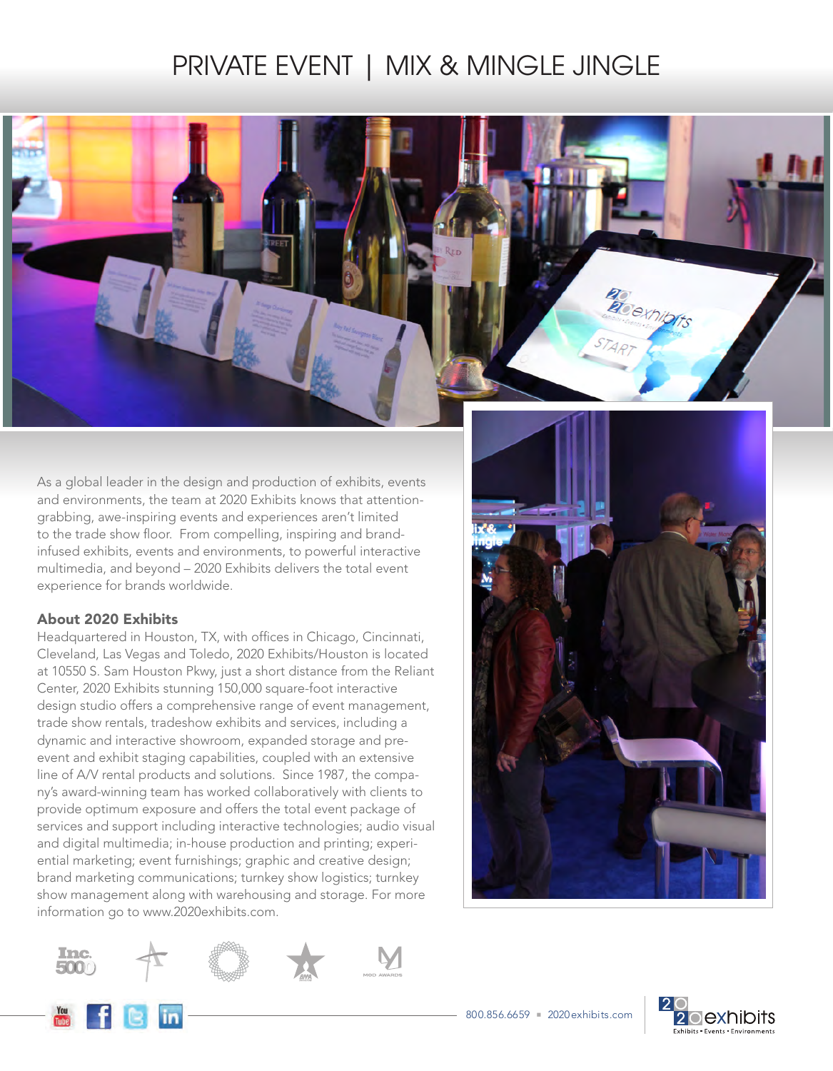# PRIVATE EVENT | MIX & MINGLE JINGLE

As a global leader in the design and production of exhibits, events and environments, the team at 2020 Exhibits knows that attention-grabbing, awe-inspiring events and experiences aren't limited to the trade show floor. From compelling, inspiring and brand-infused exhibits, events and environments, to powerful interactive multimedia, and beyond – 2020 Exhibits delivers the total event experience for brands worldwide.

**About 2020 Exhibits**

Headquartered in Houston, TX, with offices in Chicago, Cincinnati, Cleveland, Las Vegas and Toledo, 2020 Exhibits/Houston is located at 10550 S. Sam Houston Pkwy, just a short distance from the Reliant Center, 2020 Exhibits stunning 150,000 square-foot interactive design studio offers a comprehensive range of event management, trade show rentals, tradeshow exhibits and services, including a dynamic and interactive showroom, expanded storage and pre-event and exhibit staging capabilities, coupled with an extensive line of A/V rental products and solutions. Since 1987, the company's award-winning team has worked collaboratively with clients to provide optimum exposure and offers the total event package of services and support including interactive technologies; audio visual and digital multimedia; in-house production and printing; experiential marketing; event furnishings; graphic and creative design; brand marketing communications; turnkey show logistics; turnkey show management along with warehousing and storage. For more information go to www.2020exhibits.com.

800.856.6659 ▪ 2020exhibits.com

2020 exhibits
Exhibits • Events • Environments